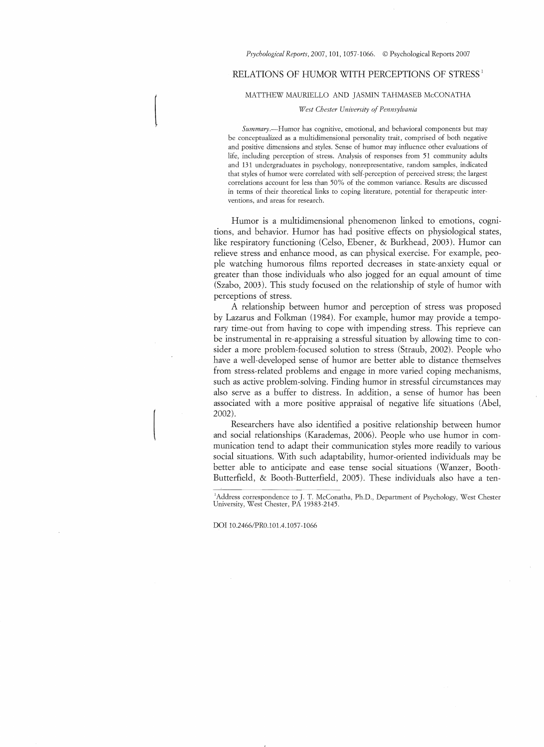# RELATIONS OF HUMOR WITH PERCEPTIONS OF STRESS[1]

MATTHEW MAURIELLO AND JASMIN TAHMASEB McCONATHA

*West Chester University of Pennsylvania*

*Summary*.—Humor has cognitive, emotional, and behavioral components but may be conceptualized as a multidimensional personality trait, comprised of both negative and positive dimensions and styles. Sense of humor may influence other evaluations of life, including perception of stress. Analysis of responses from 51 community adults and 131 undergraduates in psychology, nonrepresentative, random samples, indicated that styles of humor were correlated with self-perception of perceived stress; the largest correlations account for less than 50% of the common variance. Results are discussed in terms of their theoretical links to coping literature, potential for therapeutic interventions, and areas for research.

Humor is a multidimensional phenomenon linked to emotions, cognitions, and behavior. Humor has had positive effects on physiological states, like respiratory functioning (Celso, Ebener, & Burkhead, 2003). Humor can relieve stress and enhance mood, as can physical exercise. For example, people watching humorous films reported decreases in state-anxiety equal or greater than those individuals who also jogged for an equal amount of time (Szabo, 2003). This study focused on the relationship of style of humor with perceptions of stress.

A relationship between humor and perception of stress was proposed by Lazarus and Folkman (1984). For example, humor may provide a temporary time-out from having to cope with impending stress. This reprieve can be instrumental in re-appraising a stressful situation by allowing time to consider a more problem-focused solution to stress (Straub, 2002). People who have a well-developed sense of humor are better able to distance themselves from stress-related problems and engage in more varied coping mechanisms, such as active problem-solving. Finding humor in stressful circumstances may also serve as a buffer to distress. In addition, a sense of humor has been associated with a more positive appraisal of negative life situations (Abel, 2002).

Researchers have also identified a positive relationship between humor and social relationships (Karademas, 2006). People who use humor in communication tend to adapt their communication styles more readily to various social situations. With such adaptability, humor-oriented individuals may be better able to anticipate and ease tense social situations (Wanzer, Booth-Butterfield, & Booth-Butterfield, 2005). These individuals also have a ten-

[1]Address correspondence to J. T. McConatha, Ph.D., Department of Psychology, West Chester University, West Chester, PA 19383-2145.

DOI 10.2466/PR0.101.4.1057-1066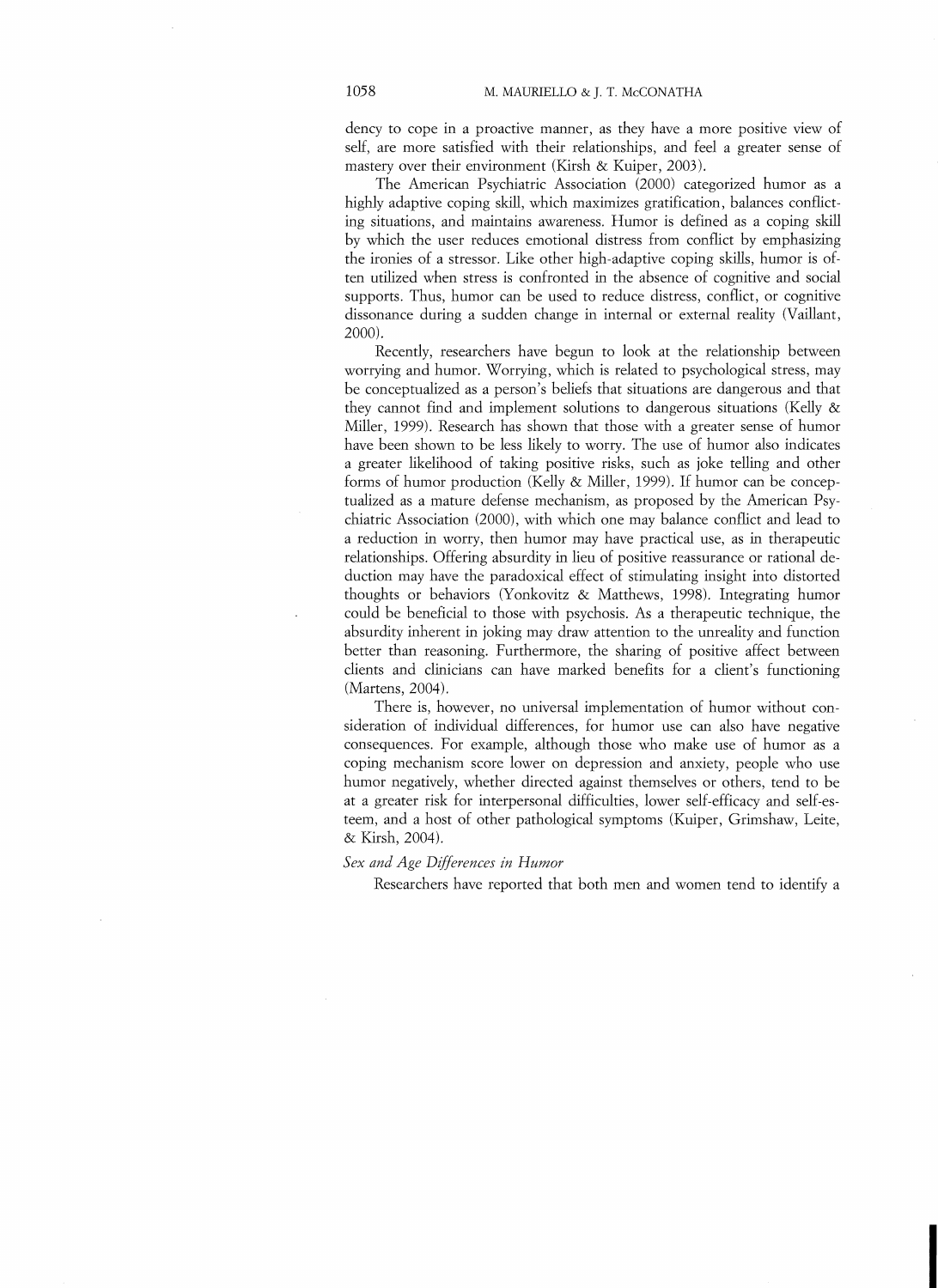dency to cope in a proactive manner, as they have a more positive view of self, are more satisfied with their relationships, and feel a greater sense of mastery over their environment (Kirsh & Kuiper, 2003).

The American Psychiatric Association (2000) categorized humor as a highly adaptive coping skill, which maximizes gratification, balances conflicting situations, and maintains awareness. Humor is defined as a coping skill by which the user reduces emotional distress from conflict by emphasizing the ironies of a stressor. Like other high-adaptive coping skills, humor is often utilized when stress is confronted in the absence of cognitive and social supports. Thus, humor can be used to reduce distress, conflict, or cognitive dissonance during a sudden change in internal or external reality (Vaillant, 2000).

Recently, researchers have begun to look at the relationship between worrying and humor. Worrying, which is related to psychological stress, may be conceptualized as a person's beliefs that situations are dangerous and that they cannot find and implement solutions to dangerous situations (Kelly & Miller, 1999). Research has shown that those with a greater sense of humor have been shown to be less likely to worry. The use of humor also indicates a greater likelihood of taking positive risks, such as joke telling and other forms of humor production (Kelly & Miller, 1999). If humor can be conceptualized as a mature defense mechanism, as proposed by the American Psychiatric Association (2000), with which one may balance conflict and lead to a reduction in worry, then humor may have practical use, as in therapeutic relationships. Offering absurdity in lieu of positive reassurance or rational deduction may have the paradoxical effect of stimulating insight into distorted thoughts or behaviors (Yonkovitz & Matthews, 1998). Integrating humor could be beneficial to those with psychosis. As a therapeutic technique, the absurdity inherent in joking may draw attention to the unreality and function better than reasoning. Furthermore, the sharing of positive affect between clients and clinicians can have marked benefits for a client's functioning (Martens, 2004).

There is, however, no universal implementation of humor without consideration of individual differences, for humor use can also have negative consequences. For example, although those who make use of humor as a coping mechanism score lower on depression and anxiety, people who use humor negatively, whether directed against themselves or others, tend to be at a greater risk for interpersonal difficulties, lower self-efficacy and self-esteem, and a host of other pathological symptoms (Kuiper, Grimshaw, Leite, & Kirsh, 2004).

### *Sex and Age Differences in Humor*

Researchers have reported that both men and women tend to identify a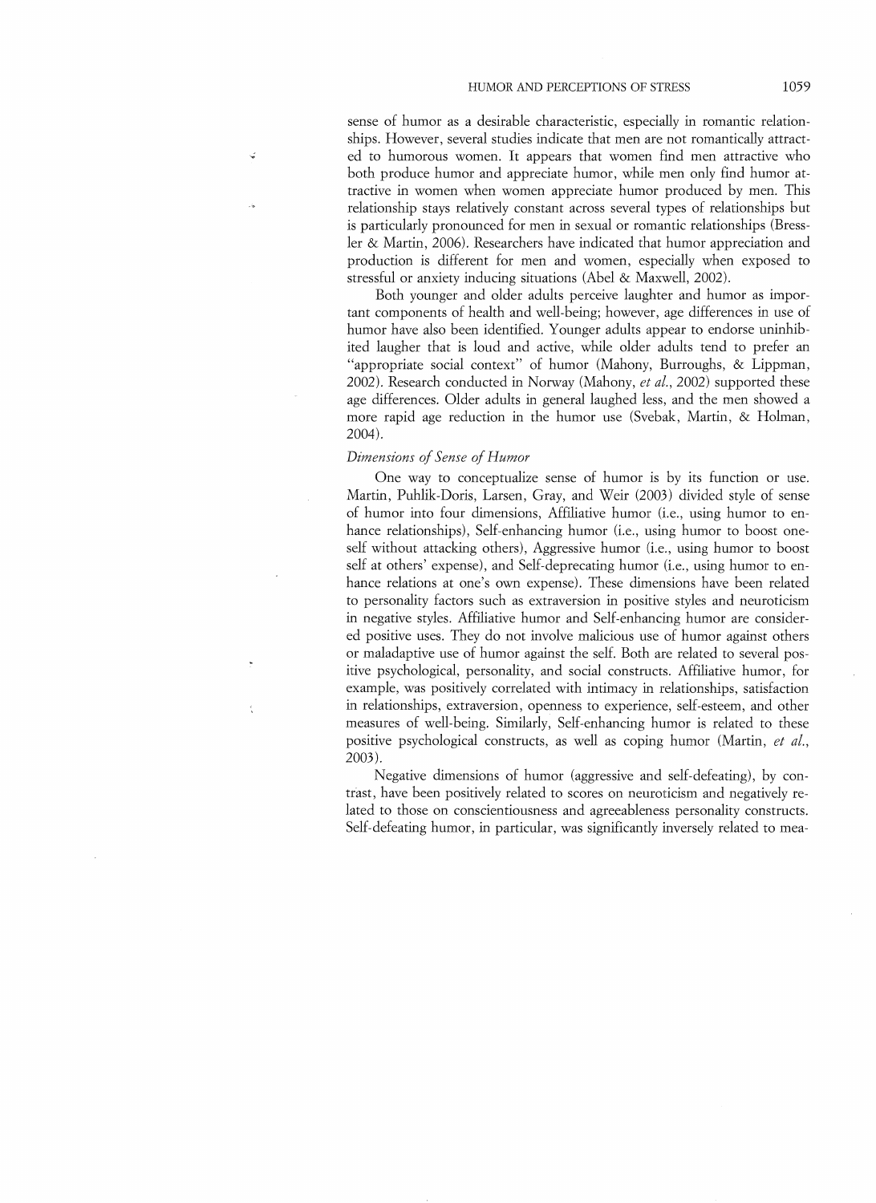sense of humor as a desirable characteristic, especially in romantic relationships. However, several studies indicate that men are not romantically attracted to humorous women. It appears that women find men attractive who both produce humor and appreciate humor, while men only find humor attractive in women when women appreciate humor produced by men. This relationship stays relatively constant across several types of relationships but is particularly pronounced for men in sexual or romantic relationships (Bressler & Martin, 2006). Researchers have indicated that humor appreciation and production is different for men and women, especially when exposed to stressful or anxiety inducing situations (Abel & Maxwell, 2002).

Both younger and older adults perceive laughter and humor as important components of health and well-being; however, age differences in use of humor have also been identified. Younger adults appear to endorse uninhibited laughter that is loud and active, while older adults tend to prefer an "appropriate social context" of humor (Mahony, Burroughs, & Lippman, 2002). Research conducted in Norway (Mahony, *et al.*, 2002) supported these age differences. Older adults in general laughed less, and the men showed a more rapid age reduction in the humor use (Svebak, Martin, & Holman, 2004).

### *Dimensions of Sense of Humor*

One way to conceptualize sense of humor is by its function or use. Martin, Puhlik-Doris, Larsen, Gray, and Weir (2003) divided style of sense of humor into four dimensions, Affiliative humor (i.e., using humor to enhance relationships), Self-enhancing humor (i.e., using humor to boost oneself without attacking others), Aggressive humor (i.e., using humor to boost self at others' expense), and Self-deprecating humor (i.e., using humor to enhance relations at one's own expense). These dimensions have been related to personality factors such as extraversion in positive styles and neuroticism in negative styles. Affiliative humor and Self-enhancing humor are considered positive uses. They do not involve malicious use of humor against others or maladaptive use of humor against the self. Both are related to several positive psychological, personality, and social constructs. Affiliative humor, for example, was positively correlated with intimacy in relationships, satisfaction in relationships, extraversion, openness to experience, self-esteem, and other measures of well-being. Similarly, Self-enhancing humor is related to these positive psychological constructs, as well as coping humor (Martin, *et al.*, 2003).

Negative dimensions of humor (aggressive and self-defeating), by contrast, have been positively related to scores on neuroticism and negatively related to those on conscientiousness and agreeableness personality constructs. Self-defeating humor, in particular, was significantly inversely related to mea-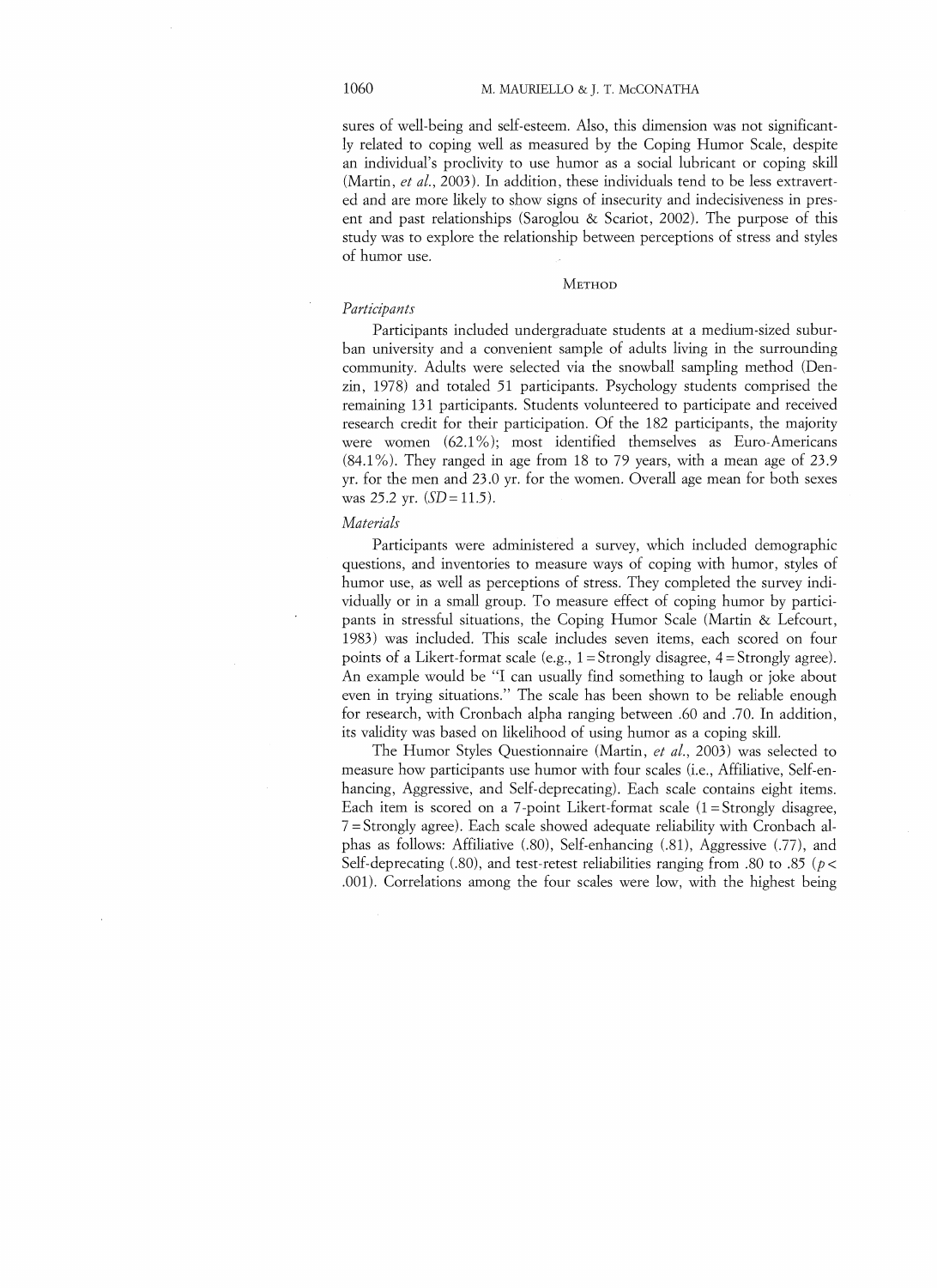sures of well-being and self-esteem. Also, this dimension was not significantly related to coping well as measured by the Coping Humor Scale, despite an individual's proclivity to use humor as a social lubricant or coping skill (Martin, *et al.*, 2003). In addition, these individuals tend to be less extraverted and are more likely to show signs of insecurity and indecisiveness in present and past relationships (Saroglou & Scariot, 2002). The purpose of this study was to explore the relationship between perceptions of stress and styles of humor use.

## Method

### *Participants*

Participants included undergraduate students at a medium-sized suburban university and a convenient sample of adults living in the surrounding community. Adults were selected via the snowball sampling method (Denzin, 1978) and totaled 51 participants. Psychology students comprised the remaining 131 participants. Students volunteered to participate and received research credit for their participation. Of the 182 participants, the majority were women (62.1%); most identified themselves as Euro-Americans (84.1%). They ranged in age from 18 to 79 years, with a mean age of 23.9 yr. for the men and 23.0 yr. for the women. Overall age mean for both sexes was 25.2 yr. ($SD = 11.5$).

### *Materials*

Participants were administered a survey, which included demographic questions, and inventories to measure ways of coping with humor, styles of humor use, as well as perceptions of stress. They completed the survey individually or in a small group. To measure effect of coping humor by participants in stressful situations, the Coping Humor Scale (Martin & Lefcourt, 1983) was included. This scale includes seven items, each scored on four points of a Likert-format scale (e.g., 1 = Strongly disagree, 4 = Strongly agree). An example would be "I can usually find something to laugh or joke about even in trying situations." The scale has been shown to be reliable enough for research, with Cronbach alpha ranging between .60 and .70. In addition, its validity was based on likelihood of using humor as a coping skill.

The Humor Styles Questionnaire (Martin, *et al.*, 2003) was selected to measure how participants use humor with four scales (i.e., Affiliative, Self-enhancing, Aggressive, and Self-deprecating). Each scale contains eight items. Each item is scored on a 7-point Likert-format scale (1 = Strongly disagree, 7 = Strongly agree). Each scale showed adequate reliability with Cronbach alphas as follows: Affiliative (.80), Self-enhancing (.81), Aggressive (.77), and Self-deprecating (.80), and test-retest reliabilities ranging from .80 to .85 ($p < .001$). Correlations among the four scales were low, with the highest being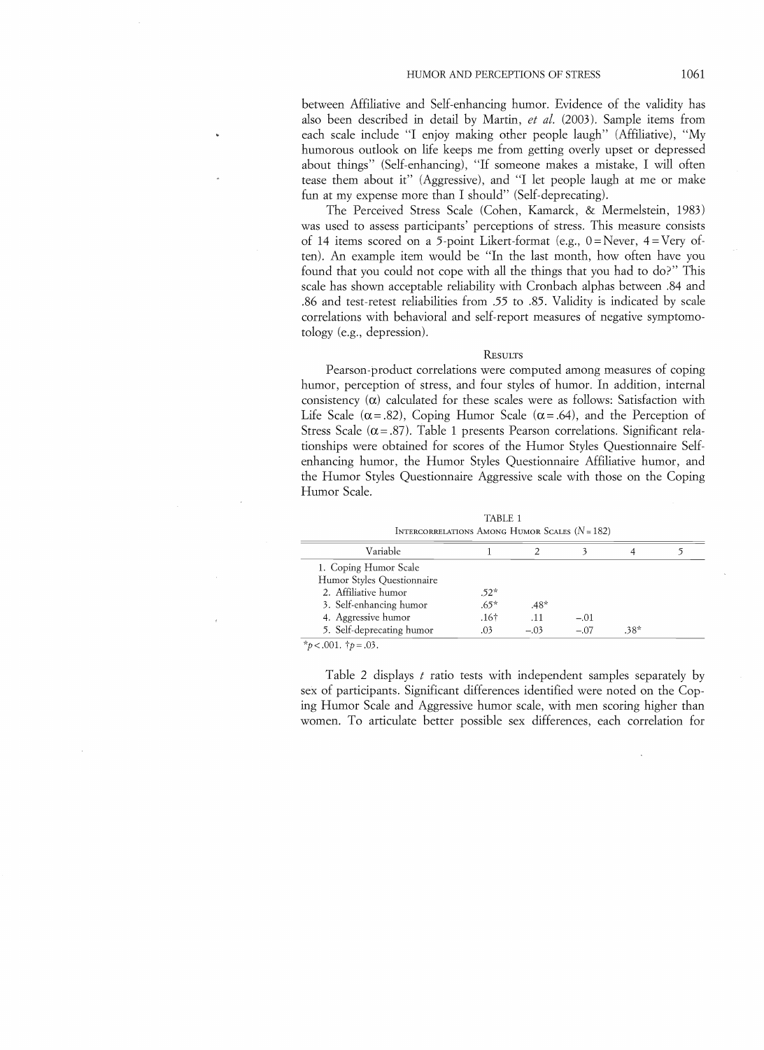between Affiliative and Self-enhancing humor. Evidence of the validity has also been described in detail by Martin, *et al.* (2003). Sample items from each scale include "I enjoy making other people laugh" (Affiliative), "My humorous outlook on life keeps me from getting overly upset or depressed about things" (Self-enhancing), "If someone makes a mistake, I will often tease them about it" (Aggressive), and "I let people laugh at me or make fun at my expense more than I should" (Self-deprecating).

The Perceived Stress Scale (Cohen, Kamarck, & Mermelstein, 1983) was used to assess participants' perceptions of stress. This measure consists of 14 items scored on a 5-point Likert-format (e.g., 0 = Never, 4 = Very often). An example item would be "In the last month, how often have you found that you could not cope with all the things that you had to do?" This scale has shown acceptable reliability with Cronbach alphas between .84 and .86 and test-retest reliabilities from .55 to .85. Validity is indicated by scale correlations with behavioral and self-report measures of negative symptomotology (e.g., depression).

## Results

Pearson-product correlations were computed among measures of coping humor, perception of stress, and four styles of humor. In addition, internal consistency ($\alpha$) calculated for these scales were as follows: Satisfaction with Life Scale ($\alpha = .82$), Coping Humor Scale ($\alpha = .64$), and the Perception of Stress Scale ($\alpha = .87$). Table 1 presents Pearson correlations. Significant relationships were obtained for scores of the Humor Styles Questionnaire Self-enhancing humor, the Humor Styles Questionnaire Affiliative humor, and the Humor Styles Questionnaire Aggressive scale with those on the Coping Humor Scale.

TABLE 1

Intercorrelations Among Humor Scales ($N = 182$)

| Variable | 1 | 2 | 3 | 4 | 5 |
|---|---|---|---|---|---|
| 1. Coping Humor Scale | | | | | |
| Humor Styles Questionnaire | | | | | |
| 2. Affiliative humor | .52* | | | | |
| 3. Self-enhancing humor | .65* | .48* | | | |
| 4. Aggressive humor | .16† | .11 | −.01 | | |
| 5. Self-deprecating humor | .03 | −.03 | −.07 | .38* | |

*$p < .001$. †$p = .03$.

Table 2 displays $t$ ratio tests with independent samples separately by sex of participants. Significant differences identified were noted on the Coping Humor Scale and Aggressive humor scale, with men scoring higher than women. To articulate better possible sex differences, each correlation for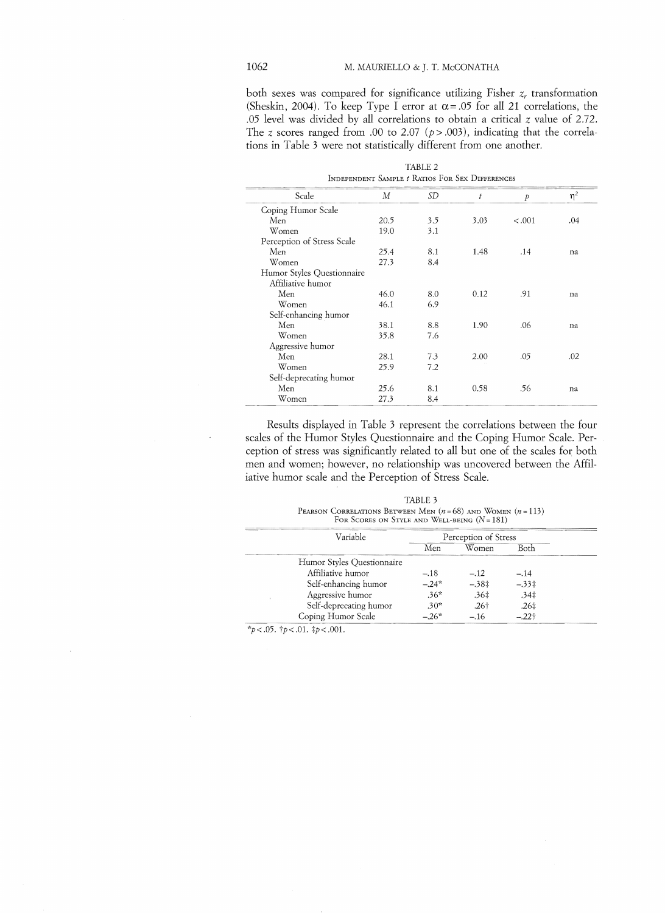both sexes was compared for significance utilizing Fisher $z_r$ transformation (Sheskin, 2004). To keep Type I error at $\alpha = .05$ for all 21 correlations, the .05 level was divided by all correlations to obtain a critical $z$ value of 2.72. The $z$ scores ranged from .00 to 2.07 ($p > .003$), indicating that the correlations in Table 3 were not statistically different from one another.

TABLE 2

INDEPENDENT SAMPLE $t$ RATIOS FOR SEX DIFFERENCES

| Scale | $M$ | $SD$ | $t$ | $p$ | $\eta^2$ |
|---|---|---|---|---|---|
| Coping Humor Scale | | | | | |
| Men | 20.5 | 3.5 | 3.03 | <.001 | .04 |
| Women | 19.0 | 3.1 | | | |
| Perception of Stress Scale | | | | | |
| Men | 25.4 | 8.1 | 1.48 | .14 | na |
| Women | 27.3 | 8.4 | | | |
| Humor Styles Questionnaire | | | | | |
| Affiliative humor | | | | | |
| Men | 46.0 | 8.0 | 0.12 | .91 | na |
| Women | 46.1 | 6.9 | | | |
| Self-enhancing humor | | | | | |
| Men | 38.1 | 8.8 | 1.90 | .06 | na |
| Women | 35.8 | 7.6 | | | |
| Aggressive humor | | | | | |
| Men | 28.1 | 7.3 | 2.00 | .05 | .02 |
| Women | 25.9 | 7.2 | | | |
| Self-deprecating humor | | | | | |
| Men | 25.6 | 8.1 | 0.58 | .56 | na |
| Women | 27.3 | 8.4 | | | |

Results displayed in Table 3 represent the correlations between the four scales of the Humor Styles Questionnaire and the Coping Humor Scale. Perception of stress was significantly related to all but one of the scales for both men and women; however, no relationship was uncovered between the Affiliative humor scale and the Perception of Stress Scale.

TABLE 3

PEARSON CORRELATIONS BETWEEN MEN ($n = 68$) AND WOMEN ($n = 113$) FOR SCORES ON STYLE AND WELL-BEING ($N = 181$)

| Variable | Perception of Stress | | |
|---|---|---|---|
| | Men | Women | Both |
| Humor Styles Questionnaire | | | |
| Affiliative humor | −.18 | −.12 | −.14 |
| Self-enhancing humor | −.24* | −.38‡ | −.33‡ |
| Aggressive humor | .36* | .36‡ | .34‡ |
| Self-deprecating humor | .30* | .26† | .26‡ |
| Coping Humor Scale | −.26* | −.16 | −.22† |

*$p < .05$. †$p < .01$. ‡$p < .001$.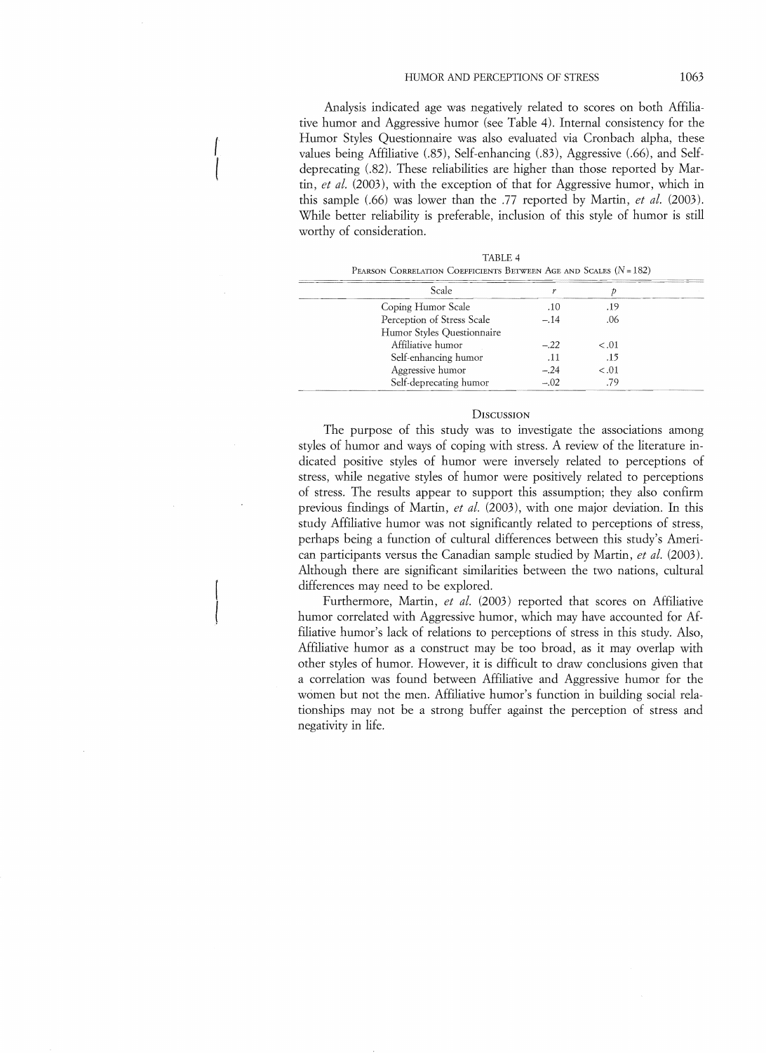Analysis indicated age was negatively related to scores on both Affiliative humor and Aggressive humor (see Table 4). Internal consistency for the Humor Styles Questionnaire was also evaluated via Cronbach alpha, these values being Affiliative (.85), Self-enhancing (.83), Aggressive (.66), and Self-deprecating (.82). These reliabilities are higher than those reported by Martin, *et al.* (2003), with the exception of that for Aggressive humor, which in this sample (.66) was lower than the .77 reported by Martin, *et al.* (2003). While better reliability is preferable, inclusion of this style of humor is still worthy of consideration.

TABLE 4

Pearson Correlation Coefficients Between Age and Scales ($N = 182$)

| Scale | $r$ | $p$ |
|---|---|---|
| Coping Humor Scale | .10 | .19 |
| Perception of Stress Scale | −.14 | .06 |
| Humor Styles Questionnaire | | |
| Affiliative humor | −.22 | <.01 |
| Self-enhancing humor | .11 | .15 |
| Aggressive humor | −.24 | <.01 |
| Self-deprecating humor | −.02 | .79 |

## Discussion

The purpose of this study was to investigate the associations among styles of humor and ways of coping with stress. A review of the literature indicated positive styles of humor were inversely related to perceptions of stress, while negative styles of humor were positively related to perceptions of stress. The results appear to support this assumption; they also confirm previous findings of Martin, *et al.* (2003), with one major deviation. In this study Affiliative humor was not significantly related to perceptions of stress, perhaps being a function of cultural differences between this study's American participants versus the Canadian sample studied by Martin, *et al.* (2003). Although there are significant similarities between the two nations, cultural differences may need to be explored.

Furthermore, Martin, *et al.* (2003) reported that scores on Affiliative humor correlated with Aggressive humor, which may have accounted for Affiliative humor's lack of relations to perceptions of stress in this study. Also, Affiliative humor as a construct may be too broad, as it may overlap with other styles of humor. However, it is difficult to draw conclusions given that a correlation was found between Affiliative and Aggressive humor for the women but not the men. Affiliative humor's function in building social relationships may not be a strong buffer against the perception of stress and negativity in life.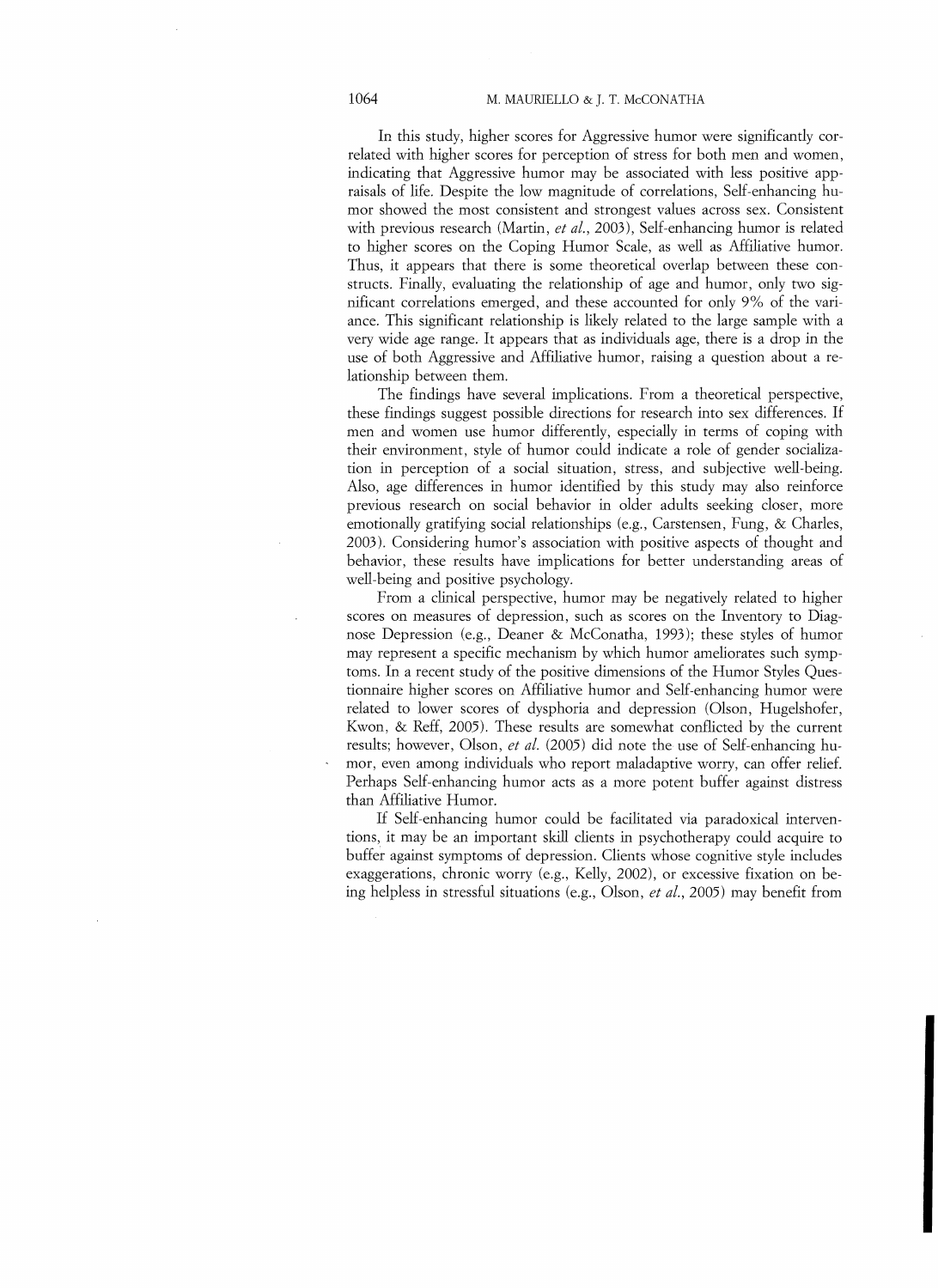In this study, higher scores for Aggressive humor were significantly correlated with higher scores for perception of stress for both men and women, indicating that Aggressive humor may be associated with less positive appraisals of life. Despite the low magnitude of correlations, Self-enhancing humor showed the most consistent and strongest values across sex. Consistent with previous research (Martin, *et al.*, 2003), Self-enhancing humor is related to higher scores on the Coping Humor Scale, as well as Affiliative humor. Thus, it appears that there is some theoretical overlap between these constructs. Finally, evaluating the relationship of age and humor, only two significant correlations emerged, and these accounted for only 9% of the variance. This significant relationship is likely related to the large sample with a very wide age range. It appears that as individuals age, there is a drop in the use of both Aggressive and Affiliative humor, raising a question about a relationship between them.

The findings have several implications. From a theoretical perspective, these findings suggest possible directions for research into sex differences. If men and women use humor differently, especially in terms of coping with their environment, style of humor could indicate a role of gender socialization in perception of a social situation, stress, and subjective well-being. Also, age differences in humor identified by this study may also reinforce previous research on social behavior in older adults seeking closer, more emotionally gratifying social relationships (e.g., Carstensen, Fung, & Charles, 2003). Considering humor's association with positive aspects of thought and behavior, these results have implications for better understanding areas of well-being and positive psychology.

From a clinical perspective, humor may be negatively related to higher scores on measures of depression, such as scores on the Inventory to Diagnose Depression (e.g., Deaner & McConatha, 1993); these styles of humor may represent a specific mechanism by which humor ameliorates such symptoms. In a recent study of the positive dimensions of the Humor Styles Questionnaire higher scores on Affiliative humor and Self-enhancing humor were related to lower scores of dysphoria and depression (Olson, Hugelshofer, Kwon, & Reff, 2005). These results are somewhat conflicted by the current results; however, Olson, *et al.* (2005) did note the use of Self-enhancing humor, even among individuals who report maladaptive worry, can offer relief. Perhaps Self-enhancing humor acts as a more potent buffer against distress than Affiliative Humor.

If Self-enhancing humor could be facilitated via paradoxical interventions, it may be an important skill clients in psychotherapy could acquire to buffer against symptoms of depression. Clients whose cognitive style includes exaggerations, chronic worry (e.g., Kelly, 2002), or excessive fixation on being helpless in stressful situations (e.g., Olson, *et al.*, 2005) may benefit from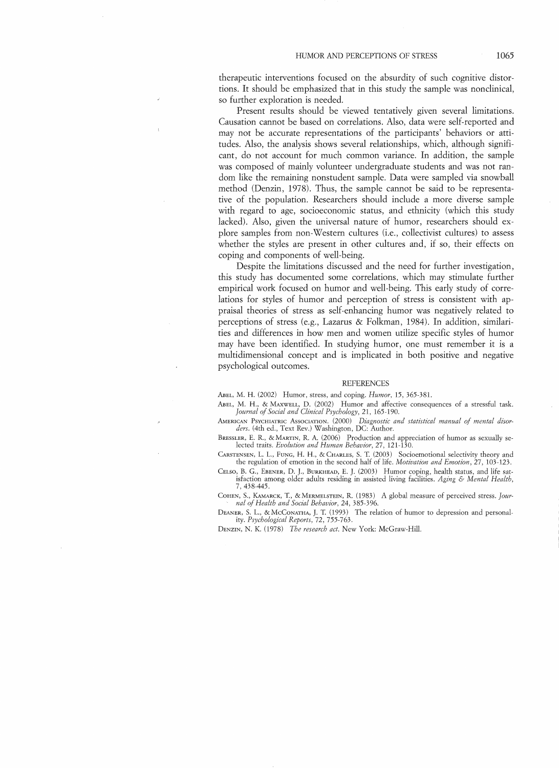therapeutic interventions focused on the absurdity of such cognitive distortions. It should be emphasized that in this study the sample was nonclinical, so further exploration is needed.

Present results should be viewed tentatively given several limitations. Causation cannot be based on correlations. Also, data were self-reported and may not be accurate representations of the participants' behaviors or attitudes. Also, the analysis shows several relationships, which, although significant, do not account for much common variance. In addition, the sample was composed of mainly volunteer undergraduate students and was not random like the remaining nonstudent sample. Data were sampled via snowball method (Denzin, 1978). Thus, the sample cannot be said to be representative of the population. Researchers should include a more diverse sample with regard to age, socioeconomic status, and ethnicity (which this study lacked). Also, given the universal nature of humor, researchers should explore samples from non-Western cultures (i.e., collectivist cultures) to assess whether the styles are present in other cultures and, if so, their effects on coping and components of well-being.

Despite the limitations discussed and the need for further investigation, this study has documented some correlations, which may stimulate further empirical work focused on humor and well-being. This early study of correlations for styles of humor and perception of stress is consistent with appraisal theories of stress as self-enhancing humor was negatively related to perceptions of stress (e.g., Lazarus & Folkman, 1984). In addition, similarities and differences in how men and women utilize specific styles of humor may have been identified. In studying humor, one must remember it is a multidimensional concept and is implicated in both positive and negative psychological outcomes.

## REFERENCES

Abel, M. H. (2002) Humor, stress, and coping. *Humor*, 15, 365-381.

Abel, M. H., & Maxwell, D. (2002) Humor and affective consequences of a stressful task. *Journal of Social and Clinical Psychology*, 21, 165-190.

American Psychiatric Association. (2000) *Diagnostic and statistical manual of mental disorders*. (4th ed., Text Rev.) Washington, DC: Author.

Bressler, E. R., & Martin, R. A. (2006) Production and appreciation of humor as sexually selected traits. *Evolution and Human Behavior*, 27, 121-130.

Carstensen, L. L., Fung, H. H., & Charles, S. T. (2003) Socioemotional selectivity theory and the regulation of emotion in the second half of life. *Motivation and Emotion*, 27, 103-123.

Celso, B. G., Ebener, D. J., Burkhead, E. J. (2003) Humor coping, health status, and life satisfaction among older adults residing in assisted living facilities. *Aging & Mental Health*, 7, 438-445.

Cohen, S., Kamarck, T., & Mermelstein, R. (1983) A global measure of perceived stress. *Journal of Health and Social Behavior*, 24, 385-396.

Deaner, S. L., & McConatha, J. T. (1993) The relation of humor to depression and personality. *Psychological Reports*, 72, 755-763.

Denzin, N. K. (1978) *The research act*. New York: McGraw-Hill.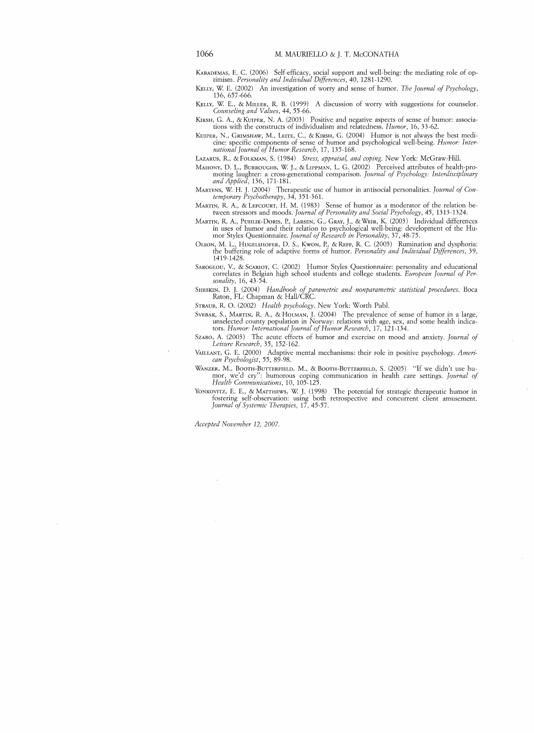Karademas, E. C. (2006) Self-efficacy, social support and well-being: the mediating role of optimism. *Personality and Individual Differences*, 40, 1281-1290.

Kelly, W. E. (2002) An investigation of worry and sense of humor. *The Journal of Psychology*, 136, 657-666.

Kelly, W. E., & Miller, R. B. (1999) A discussion of worry with suggestions for counselor. *Counseling and Values*, 44, 55-66.

Kirsh, G. A., & Kuiper, N. A. (2003) Positive and negative aspects of sense of humor: associations with the constructs of individualism and relatedness. *Humor*, 16, 33-62.

Kuiper, N., Grimshaw, M., Leite, C., & Kirsh, G. (2004) Humor is not always the best medicine: specific components of sense of humor and psychological well-being. *Humor: International Journal of Humor Research*, 17, 135-168.

Lazarus, R., & Folkman, S. (1984) *Stress, appraisal, and coping*. New York: McGraw-Hill.

Mahony, D. L., Burroughs, W. J., & Lippman, L. G. (2002) Perceived attributes of health-promoting laughter: a cross-generational comparison. *Journal of Psychology: Interdisciplinary and Applied*, 136, 171-181.

Martens, W. H. J. (2004) Therapeutic use of humor in antisocial personalities. *Journal of Contemporary Psychotherapy*, 34, 351-361.

Martin, R. A., & Lefcourt, H. M. (1983) Sense of humor as a moderator of the relation between stressors and moods. *Journal of Personality and Social Psychology*, 45, 1313-1324.

Martin, R. A., Puhlik-Doris, P., Larsen, G., Gray, J., & Weir, K. (2003) Individual differences in uses of humor and their relation to psychological well-being: development of the Humor Styles Questionnaire. *Journal of Research in Personality*, 37, 48-75.

Olson, M. L., Hugelshofer, D. S., Kwon, P., & Reff, R. C. (2005) Rumination and dysphoria: the buffering role of adaptive forms of humor. *Personality and Individual Differences*, 39, 1419-1428.

Saroglou, V., & Scariot, C. (2002) Humor Styles Questionnaire: personality and educational correlates in Belgian high school students and college students. *European Journal of Personality*, 16, 43-54.

Sheskin, D. J. (2004) *Handbook of parametric and nonparametric statistical procedures*. Boca Raton, FL: Chapman & Hall/CRC.

Straub, R. O. (2002) *Health psychology*. New York: Worth Publ.

Svebak, S., Martin, R. A., & Holman, J. (2004) The prevalence of sense of humor in a large, unselected county population in Norway: relations with age, sex, and some health indicators. *Humor: International Journal of Humor Research*, 17, 121-134.

Szabo, A. (2003) The acute effects of humor and exercise on mood and anxiety. *Journal of Leisure Research*, 35, 152-162.

Vaillant, G. E. (2000) Adaptive mental mechanisms: their role in positive psychology. *American Psychologist*, 55, 89-98.

Wanzer, M., Booth-Butterfield, M., & Booth-Butterfield, S. (2005) "If we didn't use humor, we'd cry": humorous coping communication in health care settings. *Journal of Health Communications*, 10, 105-125.

Yonkovitz, E. E., & Matthews, W. J. (1998) The potential for strategic therapeutic humor in fostering self-observation: using both retrospective and concurrent client amusement. *Journal of Systemic Therapies*, 17, 45-57.

*Accepted November 12, 2007.*